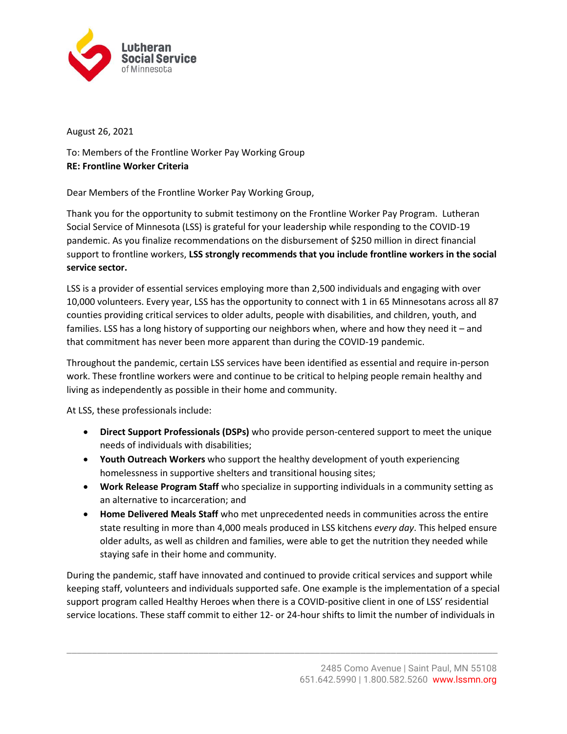Lutheran Social Service of Minnesota

August 26, 2021

To: Members of the Frontline Worker Pay Working Group
**RE: Frontline Worker Criteria**

Dear Members of the Frontline Worker Pay Working Group,

Thank you for the opportunity to submit testimony on the Frontline Worker Pay Program. Lutheran Social Service of Minnesota (LSS) is grateful for your leadership while responding to the COVID-19 pandemic. As you finalize recommendations on the disbursement of $250 million in direct financial support to frontline workers, **LSS strongly recommends that you include frontline workers in the social service sector.**

LSS is a provider of essential services employing more than 2,500 individuals and engaging with over 10,000 volunteers. Every year, LSS has the opportunity to connect with 1 in 65 Minnesotans across all 87 counties providing critical services to older adults, people with disabilities, and children, youth, and families. LSS has a long history of supporting our neighbors when, where and how they need it – and that commitment has never been more apparent than during the COVID-19 pandemic.

Throughout the pandemic, certain LSS services have been identified as essential and require in-person work. These frontline workers were and continue to be critical to helping people remain healthy and living as independently as possible in their home and community.

At LSS, these professionals include:

- **Direct Support Professionals (DSPs)** who provide person-centered support to meet the unique needs of individuals with disabilities;
- **Youth Outreach Workers** who support the healthy development of youth experiencing homelessness in supportive shelters and transitional housing sites;
- **Work Release Program Staff** who specialize in supporting individuals in a community setting as an alternative to incarceration; and
- **Home Delivered Meals Staff** who met unprecedented needs in communities across the entire state resulting in more than 4,000 meals produced in LSS kitchens *every day*. This helped ensure older adults, as well as children and families, were able to get the nutrition they needed while staying safe in their home and community.

During the pandemic, staff have innovated and continued to provide critical services and support while keeping staff, volunteers and individuals supported safe. One example is the implementation of a special support program called Healthy Heroes when there is a COVID-positive client in one of LSS' residential service locations. These staff commit to either 12- or 24-hour shifts to limit the number of individuals in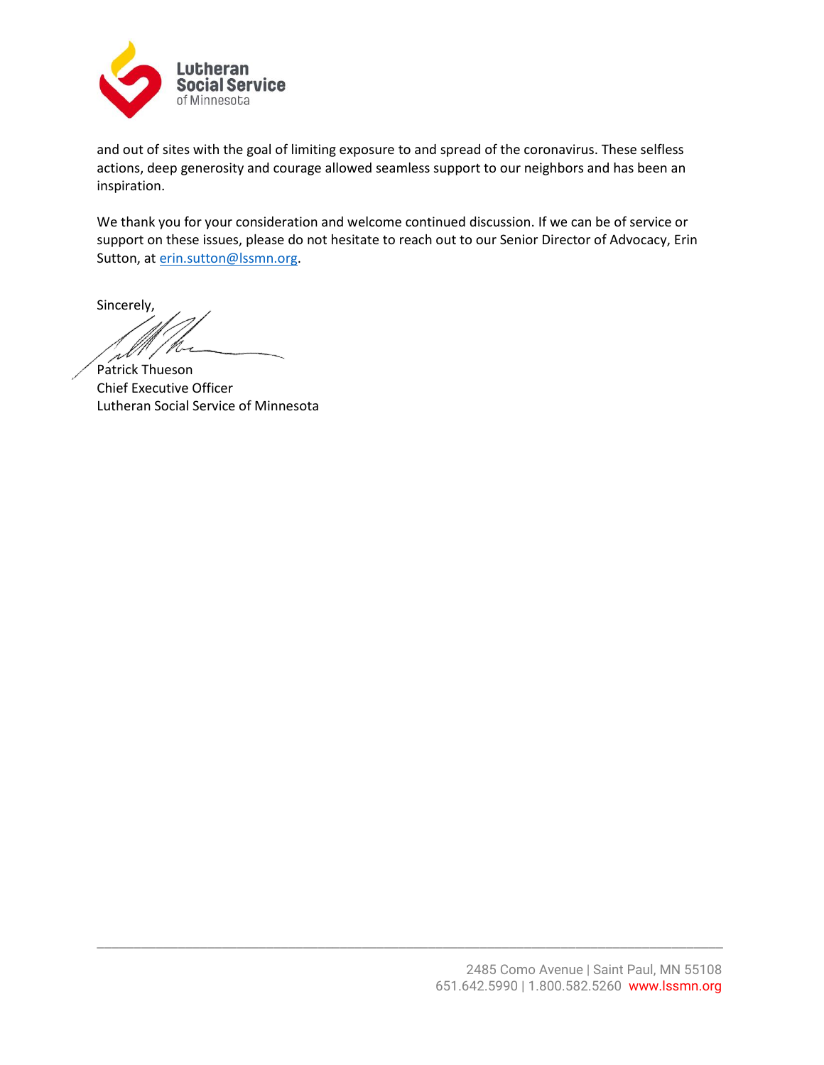and out of sites with the goal of limiting exposure to and spread of the coronavirus. These selfless actions, deep generosity and courage allowed seamless support to our neighbors and has been an inspiration.

We thank you for your consideration and welcome continued discussion. If we can be of service or support on these issues, please do not hesitate to reach out to our Senior Director of Advocacy, Erin Sutton, at erin.sutton@lssmn.org.

Sincerely,

Patrick Thueson  
Chief Executive Officer  
Lutheran Social Service of Minnesota